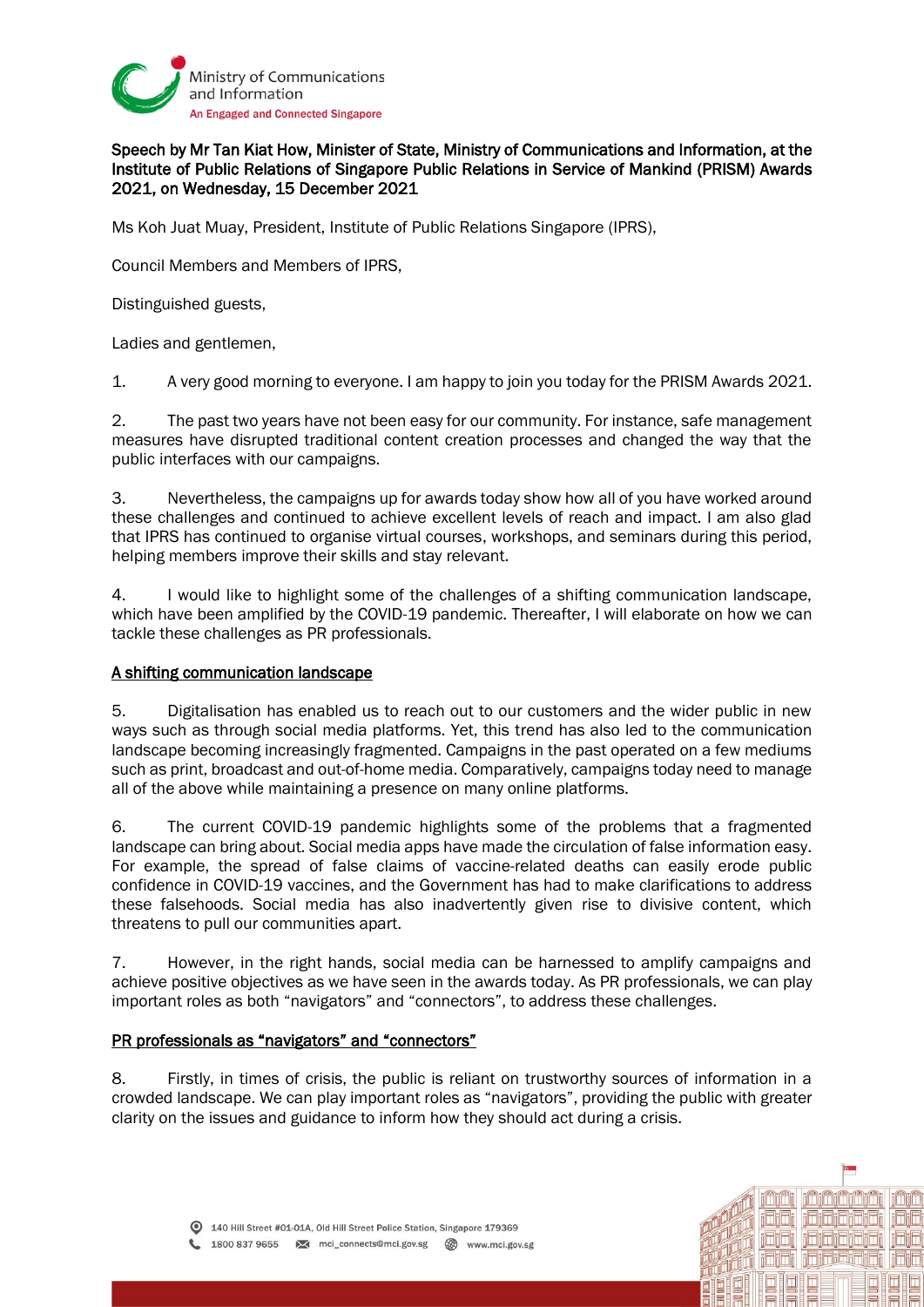**Speech by Mr Tan Kiat How, Minister of State, Ministry of Communications and Information, at the Institute of Public Relations of Singapore Public Relations in Service of Mankind (PRISM) Awards 2021, on Wednesday, 15 December 2021**

Ms Koh Juat Muay, President, Institute of Public Relations Singapore (IPRS),

Council Members and Members of IPRS,

Distinguished guests,

Ladies and gentlemen,

1. A very good morning to everyone. I am happy to join you today for the PRISM Awards 2021.

2. The past two years have not been easy for our community. For instance, safe management measures have disrupted traditional content creation processes and changed the way that the public interfaces with our campaigns.

3. Nevertheless, the campaigns up for awards today show how all of you have worked around these challenges and continued to achieve excellent levels of reach and impact. I am also glad that IPRS has continued to organise virtual courses, workshops, and seminars during this period, helping members improve their skills and stay relevant.

4. I would like to highlight some of the challenges of a shifting communication landscape, which have been amplified by the COVID-19 pandemic. Thereafter, I will elaborate on how we can tackle these challenges as PR professionals.

## A shifting communication landscape

5. Digitalisation has enabled us to reach out to our customers and the wider public in new ways such as through social media platforms. Yet, this trend has also led to the communication landscape becoming increasingly fragmented. Campaigns in the past operated on a few mediums such as print, broadcast and out-of-home media. Comparatively, campaigns today need to manage all of the above while maintaining a presence on many online platforms.

6. The current COVID-19 pandemic highlights some of the problems that a fragmented landscape can bring about. Social media apps have made the circulation of false information easy. For example, the spread of false claims of vaccine-related deaths can easily erode public confidence in COVID-19 vaccines, and the Government has had to make clarifications to address these falsehoods. Social media has also inadvertently given rise to divisive content, which threatens to pull our communities apart.

7. However, in the right hands, social media can be harnessed to amplify campaigns and achieve positive objectives as we have seen in the awards today. As PR professionals, we can play important roles as both "navigators" and "connectors", to address these challenges.

## PR professionals as "navigators" and "connectors"

8. Firstly, in times of crisis, the public is reliant on trustworthy sources of information in a crowded landscape. We can play important roles as "navigators", providing the public with greater clarity on the issues and guidance to inform how they should act during a crisis.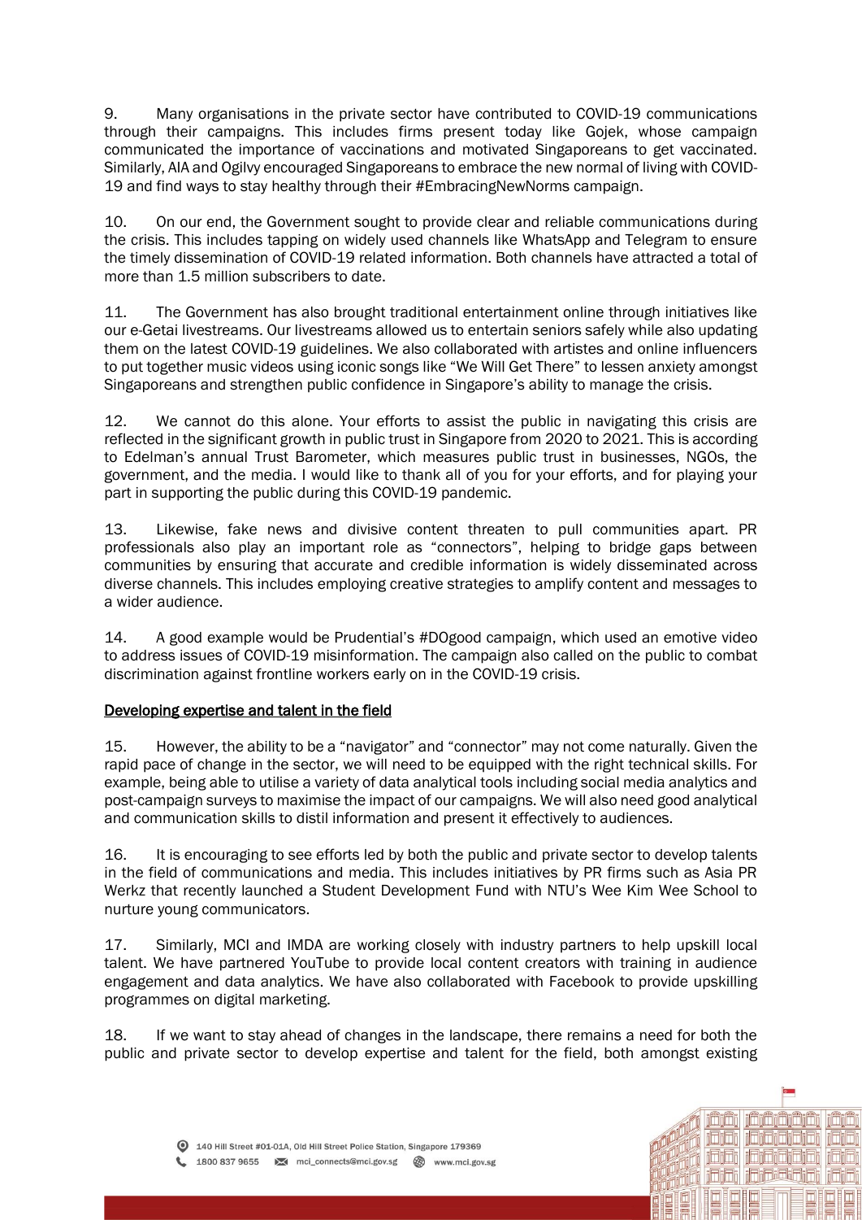9. Many organisations in the private sector have contributed to COVID-19 communications through their campaigns. This includes firms present today like Gojek, whose campaign communicated the importance of vaccinations and motivated Singaporeans to get vaccinated. Similarly, AIA and Ogilvy encouraged Singaporeans to embrace the new normal of living with COVID-19 and find ways to stay healthy through their #EmbracingNewNorms campaign.

10. On our end, the Government sought to provide clear and reliable communications during the crisis. This includes tapping on widely used channels like WhatsApp and Telegram to ensure the timely dissemination of COVID-19 related information. Both channels have attracted a total of more than 1.5 million subscribers to date.

11. The Government has also brought traditional entertainment online through initiatives like our e-Getai livestreams. Our livestreams allowed us to entertain seniors safely while also updating them on the latest COVID-19 guidelines. We also collaborated with artistes and online influencers to put together music videos using iconic songs like "We Will Get There" to lessen anxiety amongst Singaporeans and strengthen public confidence in Singapore's ability to manage the crisis.

12. We cannot do this alone. Your efforts to assist the public in navigating this crisis are reflected in the significant growth in public trust in Singapore from 2020 to 2021. This is according to Edelman's annual Trust Barometer, which measures public trust in businesses, NGOs, the government, and the media. I would like to thank all of you for your efforts, and for playing your part in supporting the public during this COVID-19 pandemic.

13. Likewise, fake news and divisive content threaten to pull communities apart. PR professionals also play an important role as "connectors", helping to bridge gaps between communities by ensuring that accurate and credible information is widely disseminated across diverse channels. This includes employing creative strategies to amplify content and messages to a wider audience.

14. A good example would be Prudential's #DOgood campaign, which used an emotive video to address issues of COVID-19 misinformation. The campaign also called on the public to combat discrimination against frontline workers early on in the COVID-19 crisis.

<u>Developing expertise and talent in the field</u>

15. However, the ability to be a "navigator" and "connector" may not come naturally. Given the rapid pace of change in the sector, we will need to be equipped with the right technical skills. For example, being able to utilise a variety of data analytical tools including social media analytics and post-campaign surveys to maximise the impact of our campaigns. We will also need good analytical and communication skills to distil information and present it effectively to audiences.

16. It is encouraging to see efforts led by both the public and private sector to develop talents in the field of communications and media. This includes initiatives by PR firms such as Asia PR Werkz that recently launched a Student Development Fund with NTU's Wee Kim Wee School to nurture young communicators.

17. Similarly, MCI and IMDA are working closely with industry partners to help upskill local talent. We have partnered YouTube to provide local content creators with training in audience engagement and data analytics. We have also collaborated with Facebook to provide upskilling programmes on digital marketing.

18. If we want to stay ahead of changes in the landscape, there remains a need for both the public and private sector to develop expertise and talent for the field, both amongst existing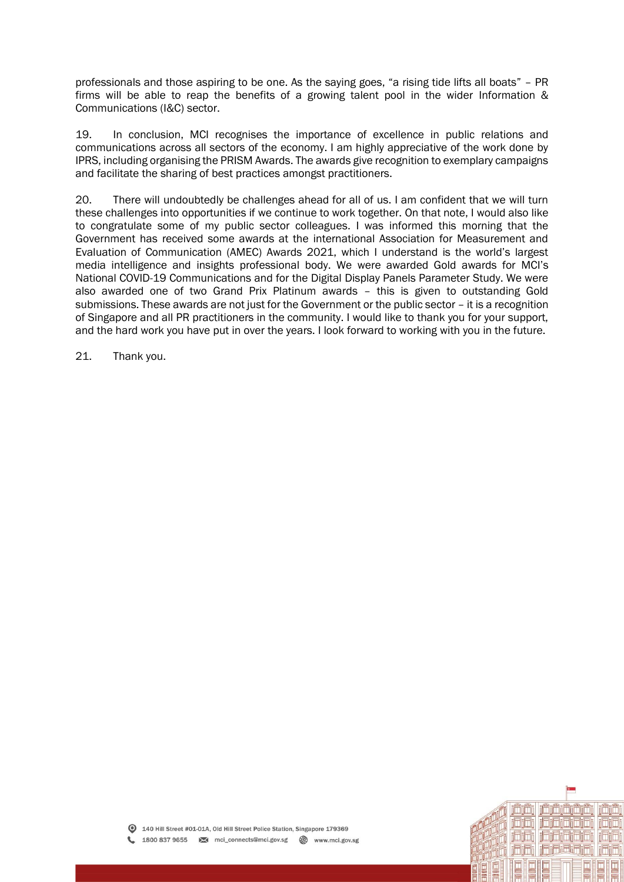professionals and those aspiring to be one. As the saying goes, "a rising tide lifts all boats" – PR firms will be able to reap the benefits of a growing talent pool in the wider Information & Communications (I&C) sector.

19. In conclusion, MCI recognises the importance of excellence in public relations and communications across all sectors of the economy. I am highly appreciative of the work done by IPRS, including organising the PRISM Awards. The awards give recognition to exemplary campaigns and facilitate the sharing of best practices amongst practitioners.

20. There will undoubtedly be challenges ahead for all of us. I am confident that we will turn these challenges into opportunities if we continue to work together. On that note, I would also like to congratulate some of my public sector colleagues. I was informed this morning that the Government has received some awards at the international Association for Measurement and Evaluation of Communication (AMEC) Awards 2021, which I understand is the world's largest media intelligence and insights professional body. We were awarded Gold awards for MCI's National COVID-19 Communications and for the Digital Display Panels Parameter Study. We were also awarded one of two Grand Prix Platinum awards – this is given to outstanding Gold submissions. These awards are not just for the Government or the public sector – it is a recognition of Singapore and all PR practitioners in the community. I would like to thank you for your support, and the hard work you have put in over the years. I look forward to working with you in the future.

21. Thank you.